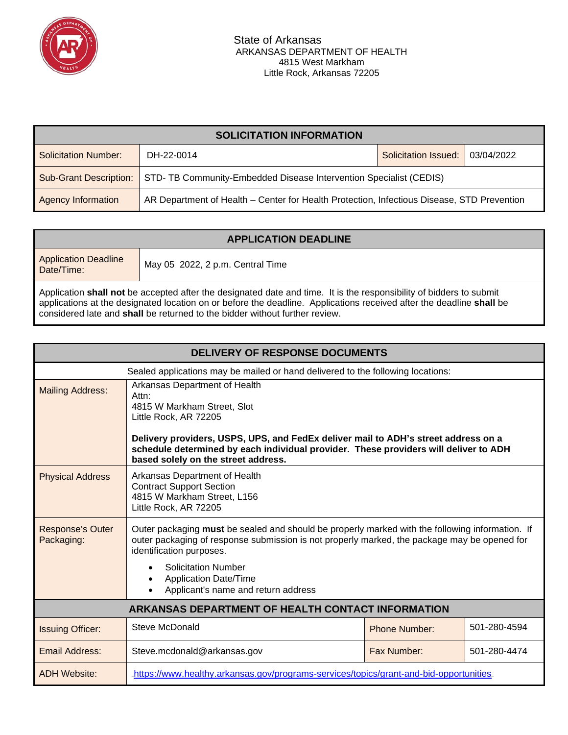State of Arkansas
ARKANSAS DEPARTMENT OF HEALTH
4815 West Markham
Little Rock, Arkansas 72205

| SOLICITATION INFORMATION | | | |
|---|---|---|---|
| Solicitation Number: | DH-22-0014 | Solicitation Issued: | 03/04/2022 |
| Sub-Grant Description: | STD- TB Community-Embedded Disease Intervention Specialist (CEDIS) | | |
| Agency Information | AR Department of Health – Center for Health Protection, Infectious Disease, STD Prevention | | |

| APPLICATION DEADLINE | |
|---|---|
| Application Deadline Date/Time: | May 05 2022, 2 p.m. Central Time |

Application **shall not** be accepted after the designated date and time. It is the responsibility of bidders to submit applications at the designated location on or before the deadline. Applications received after the deadline **shall** be considered late and **shall** be returned to the bidder without further review.

| DELIVERY OF RESPONSE DOCUMENTS | |
|---|---|
| Sealed applications may be mailed or hand delivered to the following locations: | |
| Mailing Address: | Arkansas Department of Health<br>Attn:<br>4815 W Markham Street, Slot<br>Little Rock, AR 72205<br><br>**Delivery providers, USPS, UPS, and FedEx deliver mail to ADH's street address on a schedule determined by each individual provider. These providers will deliver to ADH based solely on the street address.** |
| Physical Address | Arkansas Department of Health<br>Contract Support Section<br>4815 W Markham Street, L156<br>Little Rock, AR 72205 |
| Response's Outer Packaging: | Outer packaging **must** be sealed and should be properly marked with the following information. If outer packaging of response submission is not properly marked, the package may be opened for identification purposes.<br>• Solicitation Number<br>• Application Date/Time<br>• Applicant's name and return address |

| ARKANSAS DEPARTMENT OF HEALTH CONTACT INFORMATION | | | |
|---|---|---|---|
| Issuing Officer: | Steve McDonald | Phone Number: | 501-280-4594 |
| Email Address: | Steve.mcdonald@arkansas.gov | Fax Number: | 501-280-4474 |
| ADH Website: | https://www.healthy.arkansas.gov/programs-services/topics/grant-and-bid-opportunities | | |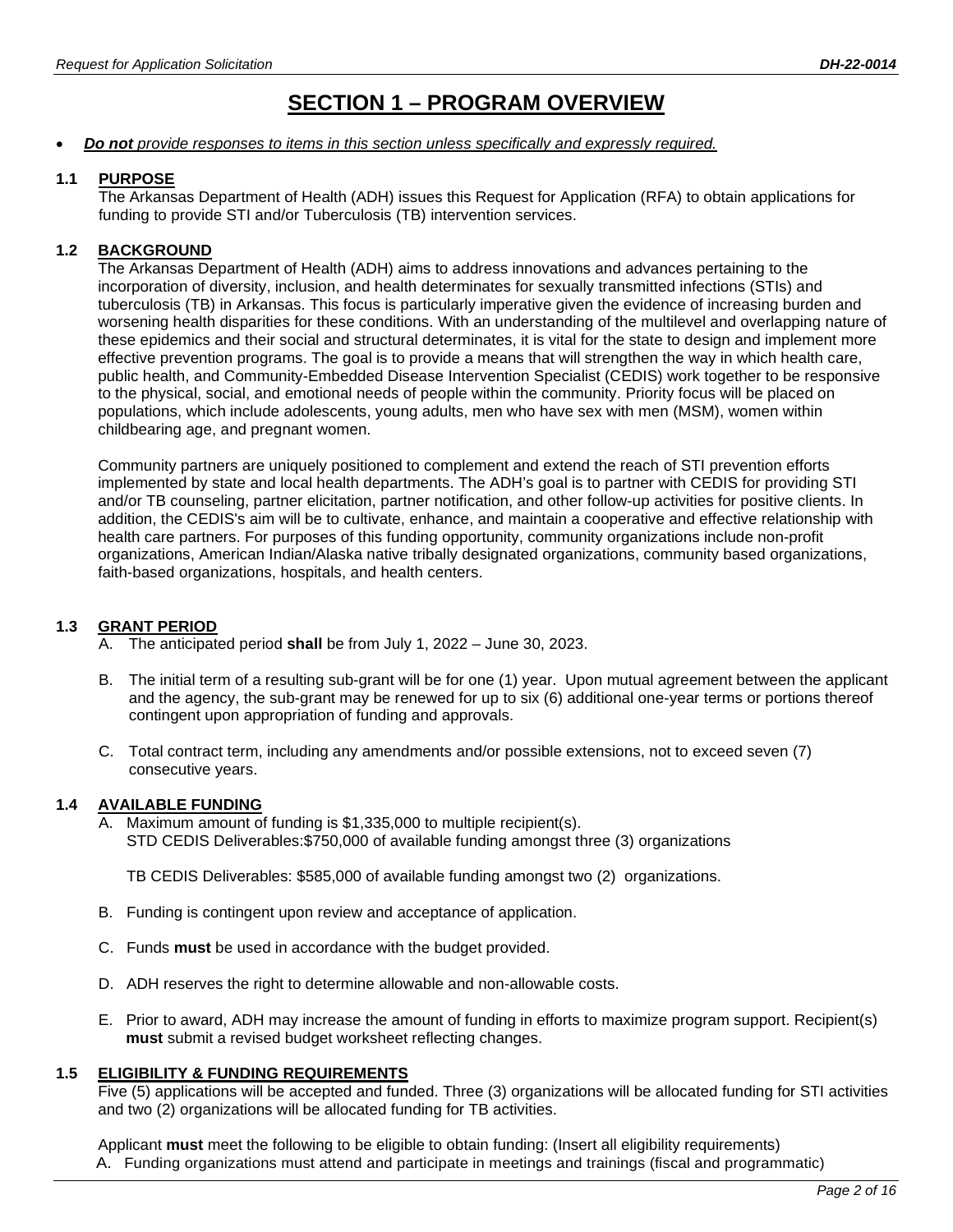# SECTION 1 – PROGRAM OVERVIEW

- ***Do not** provide responses to items in this section unless specifically and expressly required.*

## 1.1 PURPOSE

The Arkansas Department of Health (ADH) issues this Request for Application (RFA) to obtain applications for funding to provide STI and/or Tuberculosis (TB) intervention services.

## 1.2 BACKGROUND

The Arkansas Department of Health (ADH) aims to address innovations and advances pertaining to the incorporation of diversity, inclusion, and health determinates for sexually transmitted infections (STIs) and tuberculosis (TB) in Arkansas. This focus is particularly imperative given the evidence of increasing burden and worsening health disparities for these conditions. With an understanding of the multilevel and overlapping nature of these epidemics and their social and structural determinates, it is vital for the state to design and implement more effective prevention programs. The goal is to provide a means that will strengthen the way in which health care, public health, and Community-Embedded Disease Intervention Specialist (CEDIS) work together to be responsive to the physical, social, and emotional needs of people within the community. Priority focus will be placed on populations, which include adolescents, young adults, men who have sex with men (MSM), women within childbearing age, and pregnant women.

Community partners are uniquely positioned to complement and extend the reach of STI prevention efforts implemented by state and local health departments. The ADH's goal is to partner with CEDIS for providing STI and/or TB counseling, partner elicitation, partner notification, and other follow-up activities for positive clients. In addition, the CEDIS's aim will be to cultivate, enhance, and maintain a cooperative and effective relationship with health care partners. For purposes of this funding opportunity, community organizations include non-profit organizations, American Indian/Alaska native tribally designated organizations, community based organizations, faith-based organizations, hospitals, and health centers.

## 1.3 GRANT PERIOD

A. The anticipated period **shall** be from July 1, 2022 – June 30, 2023.

B. The initial term of a resulting sub-grant will be for one (1) year. Upon mutual agreement between the applicant and the agency, the sub-grant may be renewed for up to six (6) additional one-year terms or portions thereof contingent upon appropriation of funding and approvals.

C. Total contract term, including any amendments and/or possible extensions, not to exceed seven (7) consecutive years.

## 1.4 AVAILABLE FUNDING

A. Maximum amount of funding is $1,335,000 to multiple recipient(s).
STD CEDIS Deliverables:$750,000 of available funding amongst three (3) organizations

TB CEDIS Deliverables: $585,000 of available funding amongst two (2) organizations.

B. Funding is contingent upon review and acceptance of application.

C. Funds **must** be used in accordance with the budget provided.

D. ADH reserves the right to determine allowable and non-allowable costs.

E. Prior to award, ADH may increase the amount of funding in efforts to maximize program support. Recipient(s) **must** submit a revised budget worksheet reflecting changes.

## 1.5 ELIGIBILITY & FUNDING REQUIREMENTS

Five (5) applications will be accepted and funded. Three (3) organizations will be allocated funding for STI activities and two (2) organizations will be allocated funding for TB activities.

Applicant **must** meet the following to be eligible to obtain funding: (Insert all eligibility requirements)

A. Funding organizations must attend and participate in meetings and trainings (fiscal and programmatic)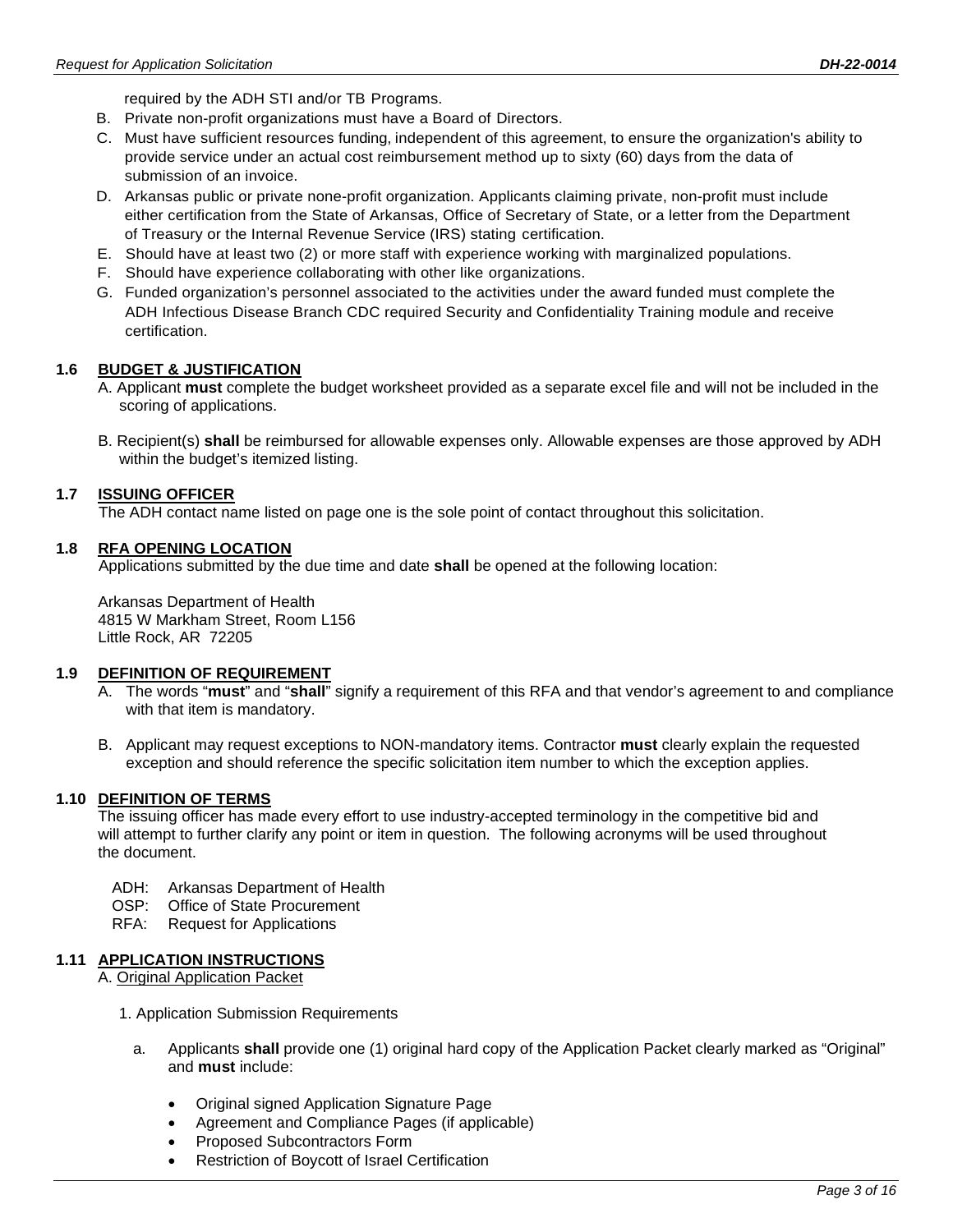required by the ADH STI and/or TB Programs.

B. Private non-profit organizations must have a Board of Directors.

C. Must have sufficient resources funding, independent of this agreement, to ensure the organization's ability to provide service under an actual cost reimbursement method up to sixty (60) days from the data of submission of an invoice.

D. Arkansas public or private none-profit organization. Applicants claiming private, non-profit must include either certification from the State of Arkansas, Office of Secretary of State, or a letter from the Department of Treasury or the Internal Revenue Service (IRS) stating certification.

E. Should have at least two (2) or more staff with experience working with marginalized populations.

F. Should have experience collaborating with other like organizations.

G. Funded organization's personnel associated to the activities under the award funded must complete the ADH Infectious Disease Branch CDC required Security and Confidentiality Training module and receive certification.

## 1.6 BUDGET & JUSTIFICATION

A. Applicant **must** complete the budget worksheet provided as a separate excel file and will not be included in the scoring of applications.

B. Recipient(s) **shall** be reimbursed for allowable expenses only. Allowable expenses are those approved by ADH within the budget's itemized listing.

## 1.7 ISSUING OFFICER

The ADH contact name listed on page one is the sole point of contact throughout this solicitation.

## 1.8 RFA OPENING LOCATION

Applications submitted by the due time and date **shall** be opened at the following location:

Arkansas Department of Health
4815 W Markham Street, Room L156
Little Rock, AR 72205

## 1.9 DEFINITION OF REQUIREMENT

A. The words "**must**" and "**shall**" signify a requirement of this RFA and that vendor's agreement to and compliance with that item is mandatory.

B. Applicant may request exceptions to NON-mandatory items. Contractor **must** clearly explain the requested exception and should reference the specific solicitation item number to which the exception applies.

## 1.10 DEFINITION OF TERMS

The issuing officer has made every effort to use industry-accepted terminology in the competitive bid and will attempt to further clarify any point or item in question. The following acronyms will be used throughout the document.

ADH: Arkansas Department of Health
OSP: Office of State Procurement
RFA: Request for Applications

## 1.11 APPLICATION INSTRUCTIONS

A. Original Application Packet

1. Application Submission Requirements

a. Applicants **shall** provide one (1) original hard copy of the Application Packet clearly marked as "Original" and **must** include:

- Original signed Application Signature Page
- Agreement and Compliance Pages (if applicable)
- Proposed Subcontractors Form
- Restriction of Boycott of Israel Certification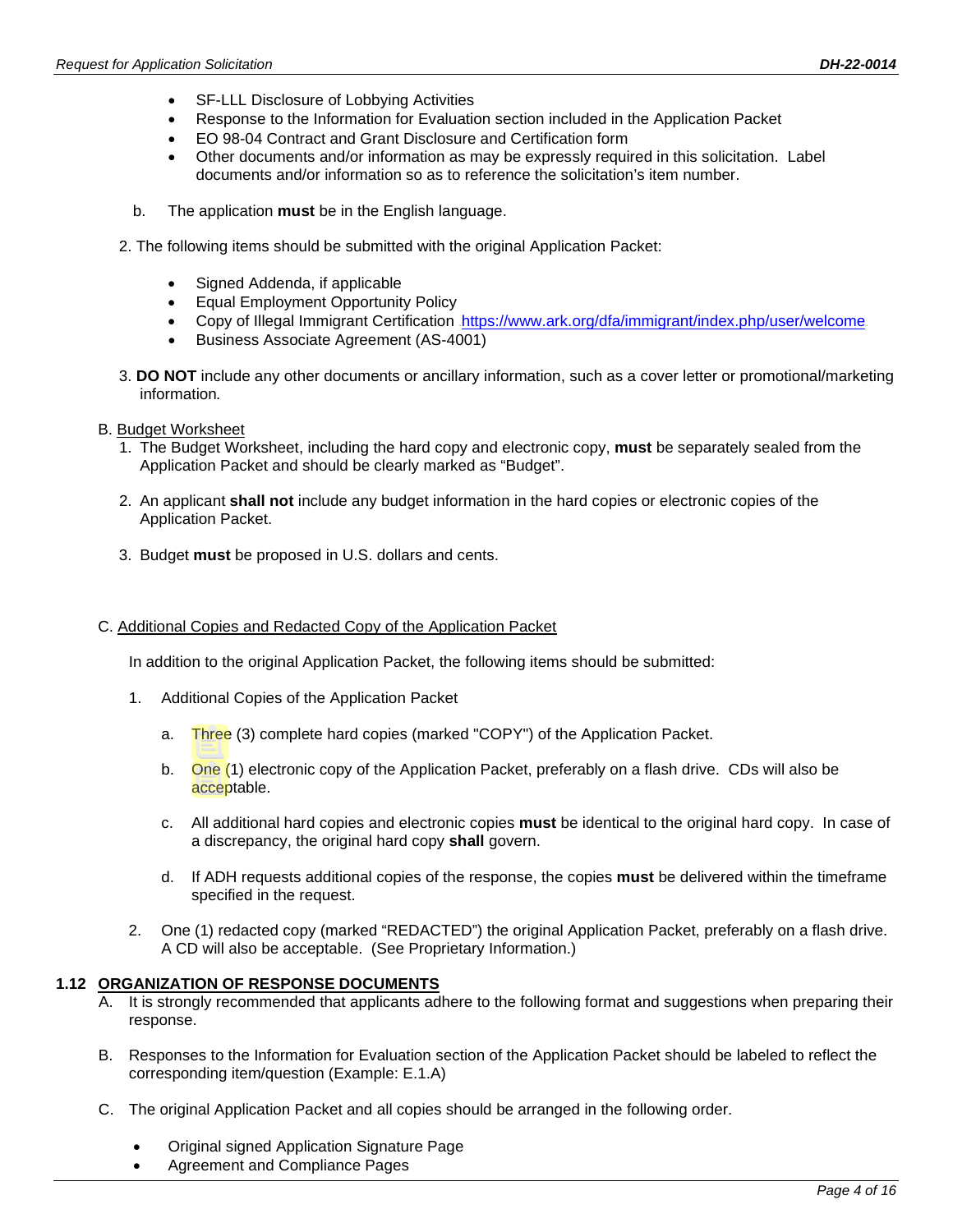- SF-LLL Disclosure of Lobbying Activities
- Response to the Information for Evaluation section included in the Application Packet
- EO 98-04 Contract and Grant Disclosure and Certification form
- Other documents and/or information as may be expressly required in this solicitation. Label documents and/or information so as to reference the solicitation's item number.

b. The application **must** be in the English language.

2. The following items should be submitted with the original Application Packet:

   - Signed Addenda, if applicable
   - Equal Employment Opportunity Policy
   - Copy of Illegal Immigrant Certification https://www.ark.org/dfa/immigrant/index.php/user/welcome
   - Business Associate Agreement (AS-4001)

3. **DO NOT** include any other documents or ancillary information, such as a cover letter or promotional/marketing information.

B. Budget Worksheet

1. The Budget Worksheet, including the hard copy and electronic copy, **must** be separately sealed from the Application Packet and should be clearly marked as "Budget".
2. An applicant **shall not** include any budget information in the hard copies or electronic copies of the Application Packet.
3. Budget **must** be proposed in U.S. dollars and cents.

C. Additional Copies and Redacted Copy of the Application Packet

In addition to the original Application Packet, the following items should be submitted:

1. Additional Copies of the Application Packet

   a. Three (3) complete hard copies (marked "COPY") of the Application Packet.

   b. One (1) electronic copy of the Application Packet, preferably on a flash drive. CDs will also be acceptable.

   c. All additional hard copies and electronic copies **must** be identical to the original hard copy. In case of a discrepancy, the original hard copy **shall** govern.

   d. If ADH requests additional copies of the response, the copies **must** be delivered within the timeframe specified in the request.

2. One (1) redacted copy (marked "REDACTED") the original Application Packet, preferably on a flash drive. A CD will also be acceptable. (See Proprietary Information.)

## 1.12 ORGANIZATION OF RESPONSE DOCUMENTS

A. It is strongly recommended that applicants adhere to the following format and suggestions when preparing their response.

B. Responses to the Information for Evaluation section of the Application Packet should be labeled to reflect the corresponding item/question (Example: E.1.A)

C. The original Application Packet and all copies should be arranged in the following order.

   - Original signed Application Signature Page
   - Agreement and Compliance Pages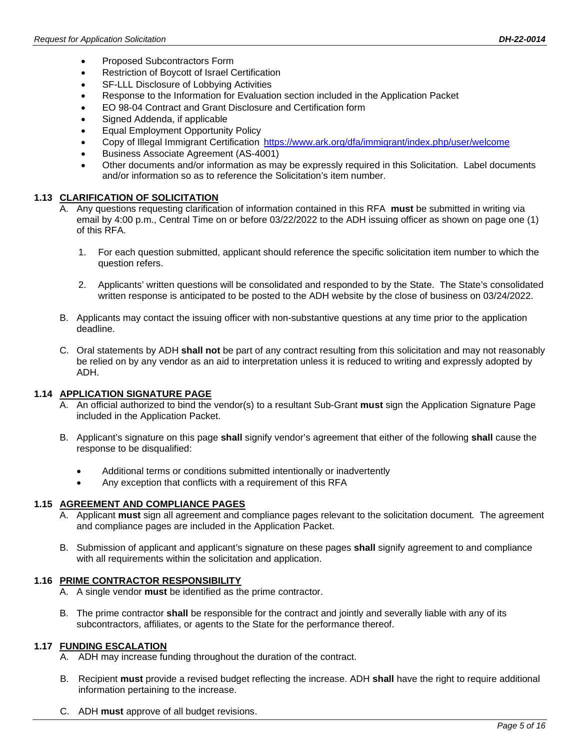- Proposed Subcontractors Form
- Restriction of Boycott of Israel Certification
- SF-LLL Disclosure of Lobbying Activities
- Response to the Information for Evaluation section included in the Application Packet
- EO 98-04 Contract and Grant Disclosure and Certification form
- Signed Addenda, if applicable
- Equal Employment Opportunity Policy
- Copy of Illegal Immigrant Certification https://www.ark.org/dfa/immigrant/index.php/user/welcome
- Business Associate Agreement (AS-4001)
- Other documents and/or information as may be expressly required in this Solicitation. Label documents and/or information so as to reference the Solicitation's item number.

### 1.13 CLARIFICATION OF SOLICITATION

A. Any questions requesting clarification of information contained in this RFA **must** be submitted in writing via email by 4:00 p.m., Central Time on or before 03/22/2022 to the ADH issuing officer as shown on page one (1) of this RFA.

1. For each question submitted, applicant should reference the specific solicitation item number to which the question refers.

2. Applicants' written questions will be consolidated and responded to by the State. The State's consolidated written response is anticipated to be posted to the ADH website by the close of business on 03/24/2022.

B. Applicants may contact the issuing officer with non-substantive questions at any time prior to the application deadline.

C. Oral statements by ADH **shall not** be part of any contract resulting from this solicitation and may not reasonably be relied on by any vendor as an aid to interpretation unless it is reduced to writing and expressly adopted by ADH.

### 1.14 APPLICATION SIGNATURE PAGE

A. An official authorized to bind the vendor(s) to a resultant Sub-Grant **must** sign the Application Signature Page included in the Application Packet.

B. Applicant's signature on this page **shall** signify vendor's agreement that either of the following **shall** cause the response to be disqualified:

- Additional terms or conditions submitted intentionally or inadvertently
- Any exception that conflicts with a requirement of this RFA

### 1.15 AGREEMENT AND COMPLIANCE PAGES

A. Applicant **must** sign all agreement and compliance pages relevant to the solicitation document. The agreement and compliance pages are included in the Application Packet.

B. Submission of applicant and applicant's signature on these pages **shall** signify agreement to and compliance with all requirements within the solicitation and application.

### 1.16 PRIME CONTRACTOR RESPONSIBILITY

A. A single vendor **must** be identified as the prime contractor.

B. The prime contractor **shall** be responsible for the contract and jointly and severally liable with any of its subcontractors, affiliates, or agents to the State for the performance thereof.

### 1.17 FUNDING ESCALATION

A. ADH may increase funding throughout the duration of the contract.

B. Recipient **must** provide a revised budget reflecting the increase. ADH **shall** have the right to require additional information pertaining to the increase.

C. ADH **must** approve of all budget revisions.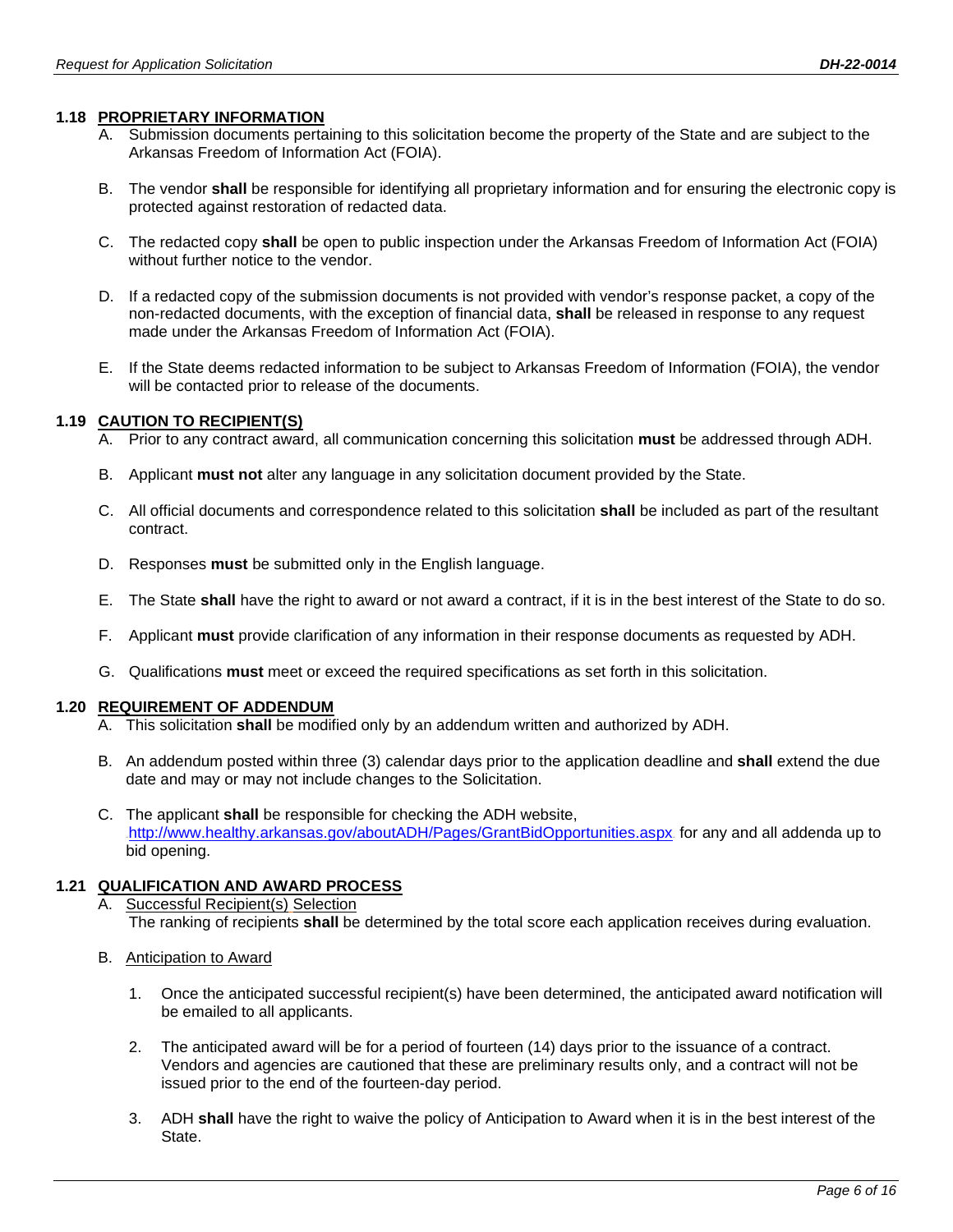### 1.18 PROPRIETARY INFORMATION

A. Submission documents pertaining to this solicitation become the property of the State and are subject to the Arkansas Freedom of Information Act (FOIA).

B. The vendor **shall** be responsible for identifying all proprietary information and for ensuring the electronic copy is protected against restoration of redacted data.

C. The redacted copy **shall** be open to public inspection under the Arkansas Freedom of Information Act (FOIA) without further notice to the vendor.

D. If a redacted copy of the submission documents is not provided with vendor's response packet, a copy of the non-redacted documents, with the exception of financial data, **shall** be released in response to any request made under the Arkansas Freedom of Information Act (FOIA).

E. If the State deems redacted information to be subject to Arkansas Freedom of Information (FOIA), the vendor will be contacted prior to release of the documents.

### 1.19 CAUTION TO RECIPIENT(S)

A. Prior to any contract award, all communication concerning this solicitation **must** be addressed through ADH.

B. Applicant **must not** alter any language in any solicitation document provided by the State.

C. All official documents and correspondence related to this solicitation **shall** be included as part of the resultant contract.

D. Responses **must** be submitted only in the English language.

E. The State **shall** have the right to award or not award a contract, if it is in the best interest of the State to do so.

F. Applicant **must** provide clarification of any information in their response documents as requested by ADH.

G. Qualifications **must** meet or exceed the required specifications as set forth in this solicitation.

### 1.20 REQUIREMENT OF ADDENDUM

A. This solicitation **shall** be modified only by an addendum written and authorized by ADH.

B. An addendum posted within three (3) calendar days prior to the application deadline and **shall** extend the due date and may or may not include changes to the Solicitation.

C. The applicant **shall** be responsible for checking the ADH website, http://www.healthy.arkansas.gov/aboutADH/Pages/GrantBidOpportunities.aspx for any and all addenda up to bid opening.

### 1.21 QUALIFICATION AND AWARD PROCESS

A. Successful Recipient(s) Selection
The ranking of recipients **shall** be determined by the total score each application receives during evaluation.

B. Anticipation to Award

1. Once the anticipated successful recipient(s) have been determined, the anticipated award notification will be emailed to all applicants.

2. The anticipated award will be for a period of fourteen (14) days prior to the issuance of a contract. Vendors and agencies are cautioned that these are preliminary results only, and a contract will not be issued prior to the end of the fourteen-day period.

3. ADH **shall** have the right to waive the policy of Anticipation to Award when it is in the best interest of the State.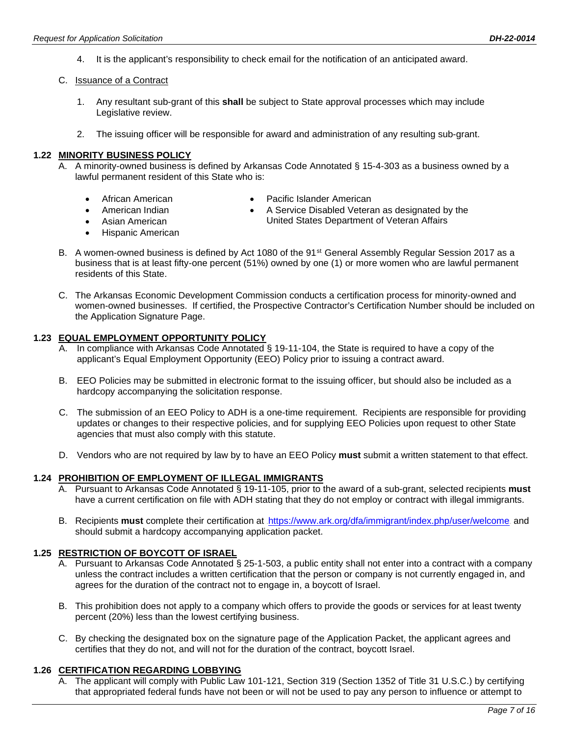4. It is the applicant's responsibility to check email for the notification of an anticipated award.

C. Issuance of a Contract

1. Any resultant sub-grant of this **shall** be subject to State approval processes which may include Legislative review.

2. The issuing officer will be responsible for award and administration of any resulting sub-grant.

## 1.22 MINORITY BUSINESS POLICY

A. A minority-owned business is defined by Arkansas Code Annotated § 15-4-303 as a business owned by a lawful permanent resident of this State who is:

- African American
- American Indian
- Asian American
- Hispanic American
- Pacific Islander American
- A Service Disabled Veteran as designated by the United States Department of Veteran Affairs

B. A women-owned business is defined by Act 1080 of the 91st General Assembly Regular Session 2017 as a business that is at least fifty-one percent (51%) owned by one (1) or more women who are lawful permanent residents of this State.

C. The Arkansas Economic Development Commission conducts a certification process for minority-owned and women-owned businesses. If certified, the Prospective Contractor's Certification Number should be included on the Application Signature Page.

## 1.23 EQUAL EMPLOYMENT OPPORTUNITY POLICY

A. In compliance with Arkansas Code Annotated § 19-11-104, the State is required to have a copy of the applicant's Equal Employment Opportunity (EEO) Policy prior to issuing a contract award.

B. EEO Policies may be submitted in electronic format to the issuing officer, but should also be included as a hardcopy accompanying the solicitation response.

C. The submission of an EEO Policy to ADH is a one-time requirement. Recipients are responsible for providing updates or changes to their respective policies, and for supplying EEO Policies upon request to other State agencies that must also comply with this statute.

D. Vendors who are not required by law by to have an EEO Policy **must** submit a written statement to that effect.

## 1.24 PROHIBITION OF EMPLOYMENT OF ILLEGAL IMMIGRANTS

A. Pursuant to Arkansas Code Annotated § 19-11-105, prior to the award of a sub-grant, selected recipients **must** have a current certification on file with ADH stating that they do not employ or contract with illegal immigrants.

B. Recipients **must** complete their certification at https://www.ark.org/dfa/immigrant/index.php/user/welcome and should submit a hardcopy accompanying application packet.

## 1.25 RESTRICTION OF BOYCOTT OF ISRAEL

A. Pursuant to Arkansas Code Annotated § 25-1-503, a public entity shall not enter into a contract with a company unless the contract includes a written certification that the person or company is not currently engaged in, and agrees for the duration of the contract not to engage in, a boycott of Israel.

B. This prohibition does not apply to a company which offers to provide the goods or services for at least twenty percent (20%) less than the lowest certifying business.

C. By checking the designated box on the signature page of the Application Packet, the applicant agrees and certifies that they do not, and will not for the duration of the contract, boycott Israel.

## 1.26 CERTIFICATION REGARDING LOBBYING

A. The applicant will comply with Public Law 101-121, Section 319 (Section 1352 of Title 31 U.S.C.) by certifying that appropriated federal funds have not been or will not be used to pay any person to influence or attempt to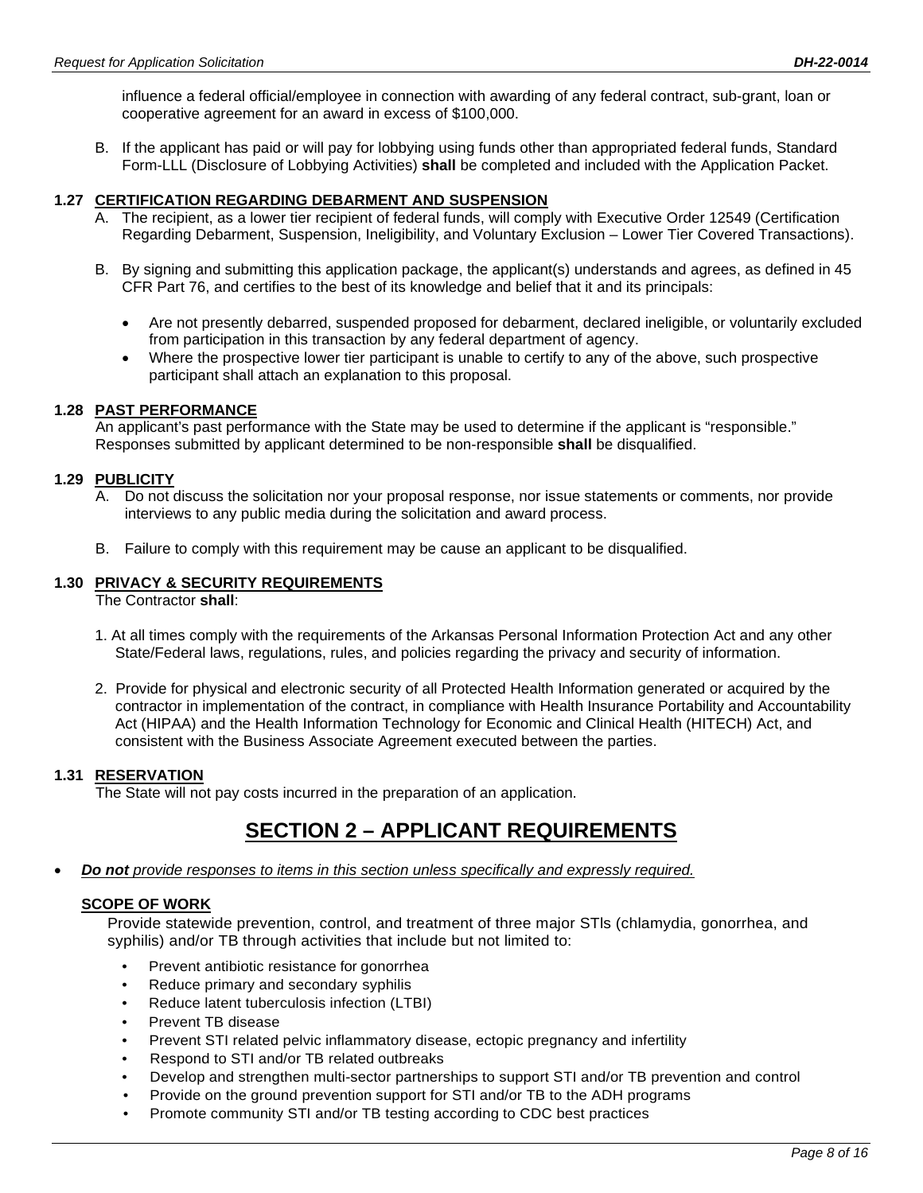influence a federal official/employee in connection with awarding of any federal contract, sub-grant, loan or cooperative agreement for an award in excess of $100,000.

B. If the applicant has paid or will pay for lobbying using funds other than appropriated federal funds, Standard Form-LLL (Disclosure of Lobbying Activities) **shall** be completed and included with the Application Packet.

### 1.27 CERTIFICATION REGARDING DEBARMENT AND SUSPENSION

A. The recipient, as a lower tier recipient of federal funds, will comply with Executive Order 12549 (Certification Regarding Debarment, Suspension, Ineligibility, and Voluntary Exclusion – Lower Tier Covered Transactions).

B. By signing and submitting this application package, the applicant(s) understands and agrees, as defined in 45 CFR Part 76, and certifies to the best of its knowledge and belief that it and its principals:

- Are not presently debarred, suspended proposed for debarment, declared ineligible, or voluntarily excluded from participation in this transaction by any federal department of agency.
- Where the prospective lower tier participant is unable to certify to any of the above, such prospective participant shall attach an explanation to this proposal.

### 1.28 PAST PERFORMANCE

An applicant's past performance with the State may be used to determine if the applicant is "responsible." Responses submitted by applicant determined to be non-responsible **shall** be disqualified.

### 1.29 PUBLICITY

A. Do not discuss the solicitation nor your proposal response, nor issue statements or comments, nor provide interviews to any public media during the solicitation and award process.

B. Failure to comply with this requirement may be cause an applicant to be disqualified.

### 1.30 PRIVACY & SECURITY REQUIREMENTS

The Contractor **shall**:

1. At all times comply with the requirements of the Arkansas Personal Information Protection Act and any other State/Federal laws, regulations, rules, and policies regarding the privacy and security of information.

2. Provide for physical and electronic security of all Protected Health Information generated or acquired by the contractor in implementation of the contract, in compliance with Health Insurance Portability and Accountability Act (HIPAA) and the Health Information Technology for Economic and Clinical Health (HITECH) Act, and consistent with the Business Associate Agreement executed between the parties.

### 1.31 RESERVATION

The State will not pay costs incurred in the preparation of an application.

# SECTION 2 – APPLICANT REQUIREMENTS

- ***Do not** provide responses to items in this section unless specifically and expressly required.*

### SCOPE OF WORK

Provide statewide prevention, control, and treatment of three major STIs (chlamydia, gonorrhea, and syphilis) and/or TB through activities that include but not limited to:

- Prevent antibiotic resistance for gonorrhea
- Reduce primary and secondary syphilis
- Reduce latent tuberculosis infection (LTBI)
- Prevent TB disease
- Prevent STI related pelvic inflammatory disease, ectopic pregnancy and infertility
- Respond to STI and/or TB related outbreaks
- Develop and strengthen multi-sector partnerships to support STI and/or TB prevention and control
- Provide on the ground prevention support for STI and/or TB to the ADH programs
- Promote community STI and/or TB testing according to CDC best practices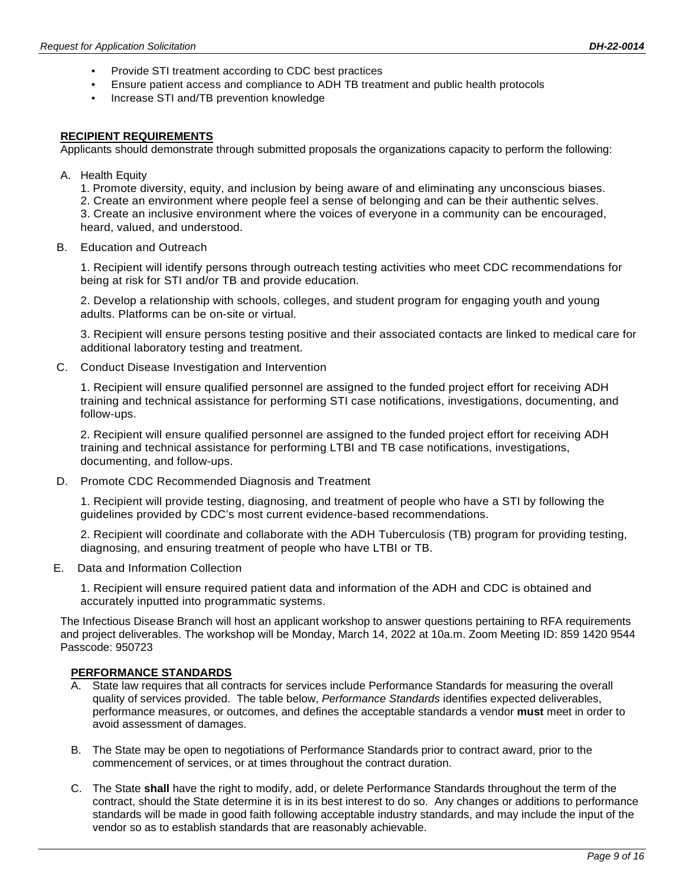- Provide STI treatment according to CDC best practices
- Ensure patient access and compliance to ADH TB treatment and public health protocols
- Increase STI and/TB prevention knowledge

## RECIPIENT REQUIREMENTS

Applicants should demonstrate through submitted proposals the organizations capacity to perform the following:

A. Health Equity

1. Promote diversity, equity, and inclusion by being aware of and eliminating any unconscious biases.
2. Create an environment where people feel a sense of belonging and can be their authentic selves.
3. Create an inclusive environment where the voices of everyone in a community can be encouraged, heard, valued, and understood.

B. Education and Outreach

1. Recipient will identify persons through outreach testing activities who meet CDC recommendations for being at risk for STI and/or TB and provide education.

2. Develop a relationship with schools, colleges, and student program for engaging youth and young adults. Platforms can be on-site or virtual.

3. Recipient will ensure persons testing positive and their associated contacts are linked to medical care for additional laboratory testing and treatment.

C. Conduct Disease Investigation and Intervention

1. Recipient will ensure qualified personnel are assigned to the funded project effort for receiving ADH training and technical assistance for performing STI case notifications, investigations, documenting, and follow-ups.

2. Recipient will ensure qualified personnel are assigned to the funded project effort for receiving ADH training and technical assistance for performing LTBI and TB case notifications, investigations, documenting, and follow-ups.

D. Promote CDC Recommended Diagnosis and Treatment

1. Recipient will provide testing, diagnosing, and treatment of people who have a STI by following the guidelines provided by CDC's most current evidence-based recommendations.

2. Recipient will coordinate and collaborate with the ADH Tuberculosis (TB) program for providing testing, diagnosing, and ensuring treatment of people who have LTBI or TB.

E. Data and Information Collection

1. Recipient will ensure required patient data and information of the ADH and CDC is obtained and accurately inputted into programmatic systems.

The Infectious Disease Branch will host an applicant workshop to answer questions pertaining to RFA requirements and project deliverables. The workshop will be Monday, March 14, 2022 at 10a.m. Zoom Meeting ID: 859 1420 9544 Passcode: 950723

## PERFORMANCE STANDARDS

A. State law requires that all contracts for services include Performance Standards for measuring the overall quality of services provided. The table below, *Performance Standards* identifies expected deliverables, performance measures, or outcomes, and defines the acceptable standards a vendor **must** meet in order to avoid assessment of damages.

B. The State may be open to negotiations of Performance Standards prior to contract award, prior to the commencement of services, or at times throughout the contract duration.

C. The State **shall** have the right to modify, add, or delete Performance Standards throughout the term of the contract, should the State determine it is in its best interest to do so. Any changes or additions to performance standards will be made in good faith following acceptable industry standards, and may include the input of the vendor so as to establish standards that are reasonably achievable.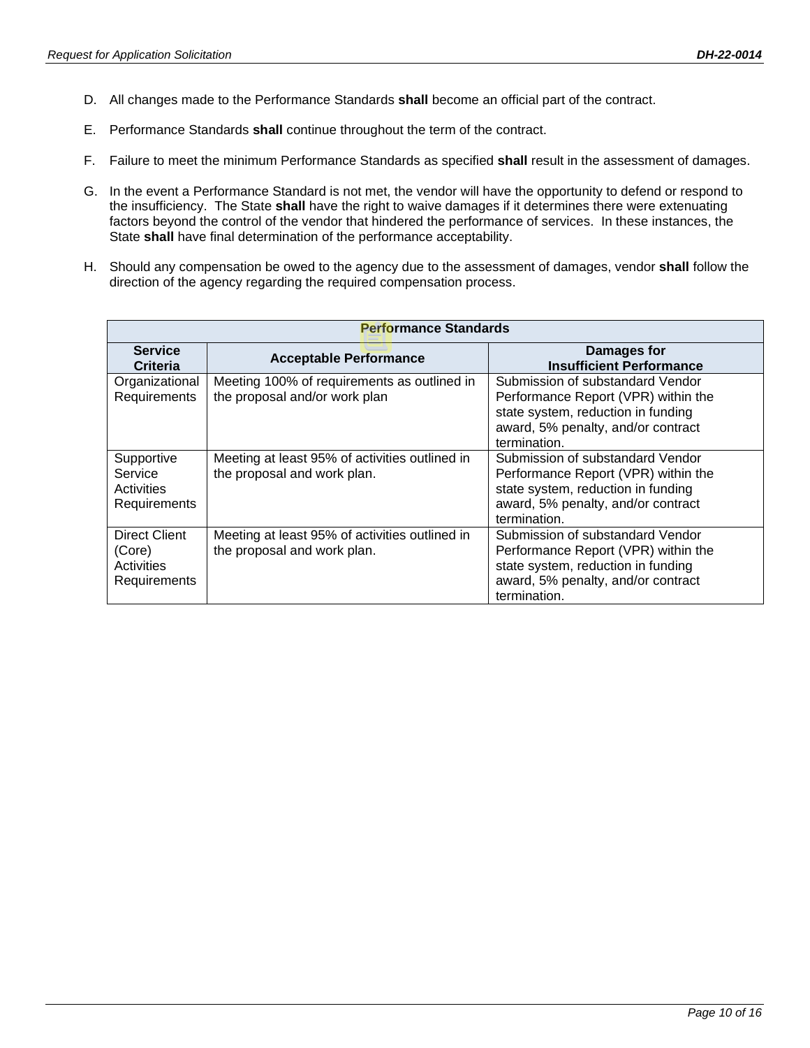D. All changes made to the Performance Standards **shall** become an official part of the contract.

E. Performance Standards **shall** continue throughout the term of the contract.

F. Failure to meet the minimum Performance Standards as specified **shall** result in the assessment of damages.

G. In the event a Performance Standard is not met, the vendor will have the opportunity to defend or respond to the insufficiency. The State **shall** have the right to waive damages if it determines there were extenuating factors beyond the control of the vendor that hindered the performance of services. In these instances, the State **shall** have final determination of the performance acceptability.

H. Should any compensation be owed to the agency due to the assessment of damages, vendor **shall** follow the direction of the agency regarding the required compensation process.

| **Performance Standards** | | |
|---|---|---|
| **Service Criteria** | **Acceptable Performance** | **Damages for Insufficient Performance** |
| Organizational Requirements | Meeting 100% of requirements as outlined in the proposal and/or work plan | Submission of substandard Vendor Performance Report (VPR) within the state system, reduction in funding award, 5% penalty, and/or contract termination. |
| Supportive Service Activities Requirements | Meeting at least 95% of activities outlined in the proposal and work plan. | Submission of substandard Vendor Performance Report (VPR) within the state system, reduction in funding award, 5% penalty, and/or contract termination. |
| Direct Client (Core) Activities Requirements | Meeting at least 95% of activities outlined in the proposal and work plan. | Submission of substandard Vendor Performance Report (VPR) within the state system, reduction in funding award, 5% penalty, and/or contract termination. |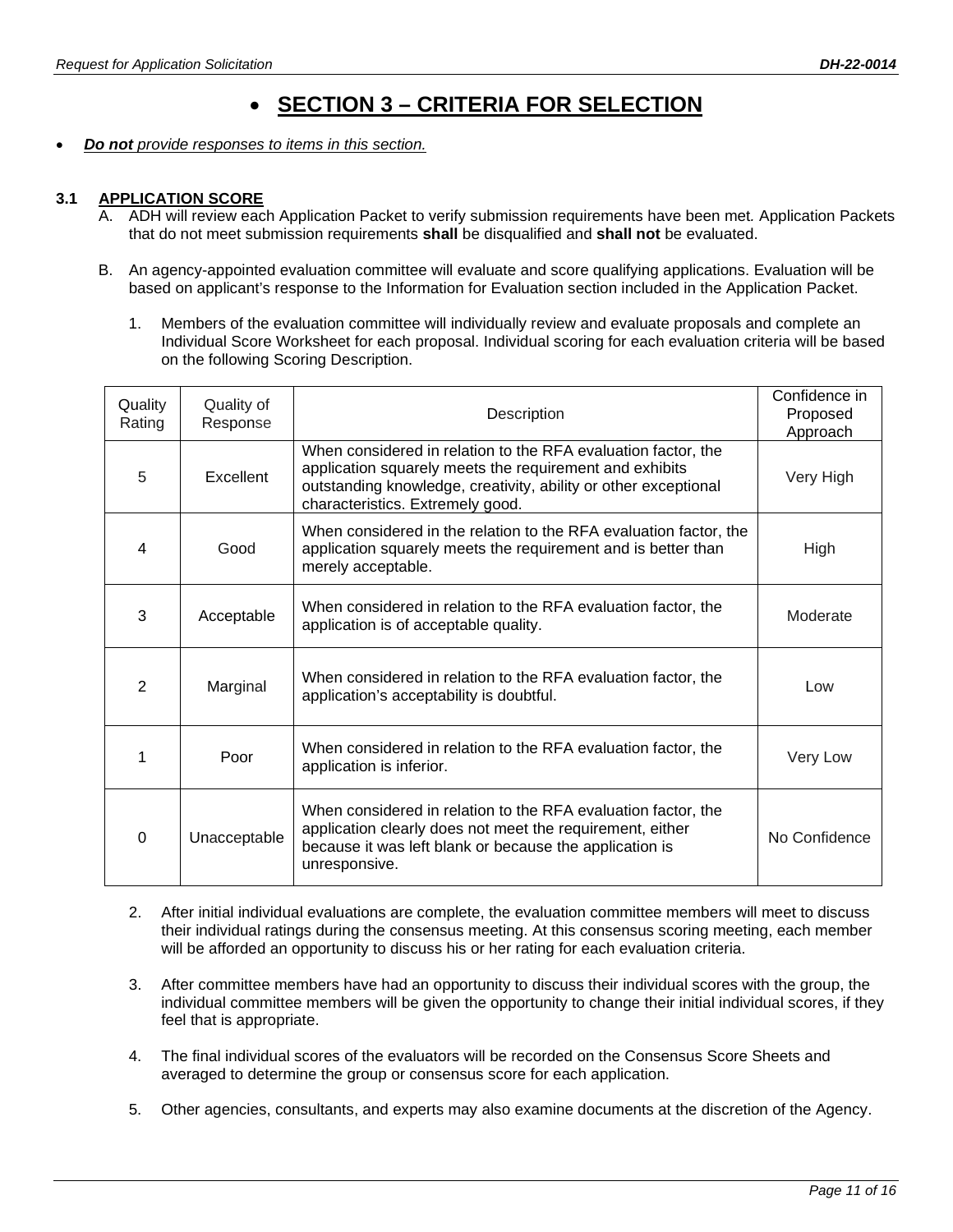# SECTION 3 – CRITERIA FOR SELECTION

- ***Do not** provide responses to items in this section.*

### 3.1 APPLICATION SCORE

A. ADH will review each Application Packet to verify submission requirements have been met. Application Packets that do not meet submission requirements **shall** be disqualified and **shall not** be evaluated.

B. An agency-appointed evaluation committee will evaluate and score qualifying applications. Evaluation will be based on applicant's response to the Information for Evaluation section included in the Application Packet.

1. Members of the evaluation committee will individually review and evaluate proposals and complete an Individual Score Worksheet for each proposal. Individual scoring for each evaluation criteria will be based on the following Scoring Description.

| Quality Rating | Quality of Response | Description | Confidence in Proposed Approach |
|---|---|---|---|
| 5 | Excellent | When considered in relation to the RFA evaluation factor, the application squarely meets the requirement and exhibits outstanding knowledge, creativity, ability or other exceptional characteristics. Extremely good. | Very High |
| 4 | Good | When considered in the relation to the RFA evaluation factor, the application squarely meets the requirement and is better than merely acceptable. | High |
| 3 | Acceptable | When considered in relation to the RFA evaluation factor, the application is of acceptable quality. | Moderate |
| 2 | Marginal | When considered in relation to the RFA evaluation factor, the application's acceptability is doubtful. | Low |
| 1 | Poor | When considered in relation to the RFA evaluation factor, the application is inferior. | Very Low |
| 0 | Unacceptable | When considered in relation to the RFA evaluation factor, the application clearly does not meet the requirement, either because it was left blank or because the application is unresponsive. | No Confidence |

2. After initial individual evaluations are complete, the evaluation committee members will meet to discuss their individual ratings during the consensus meeting. At this consensus scoring meeting, each member will be afforded an opportunity to discuss his or her rating for each evaluation criteria.

3. After committee members have had an opportunity to discuss their individual scores with the group, the individual committee members will be given the opportunity to change their initial individual scores, if they feel that is appropriate.

4. The final individual scores of the evaluators will be recorded on the Consensus Score Sheets and averaged to determine the group or consensus score for each application.

5. Other agencies, consultants, and experts may also examine documents at the discretion of the Agency.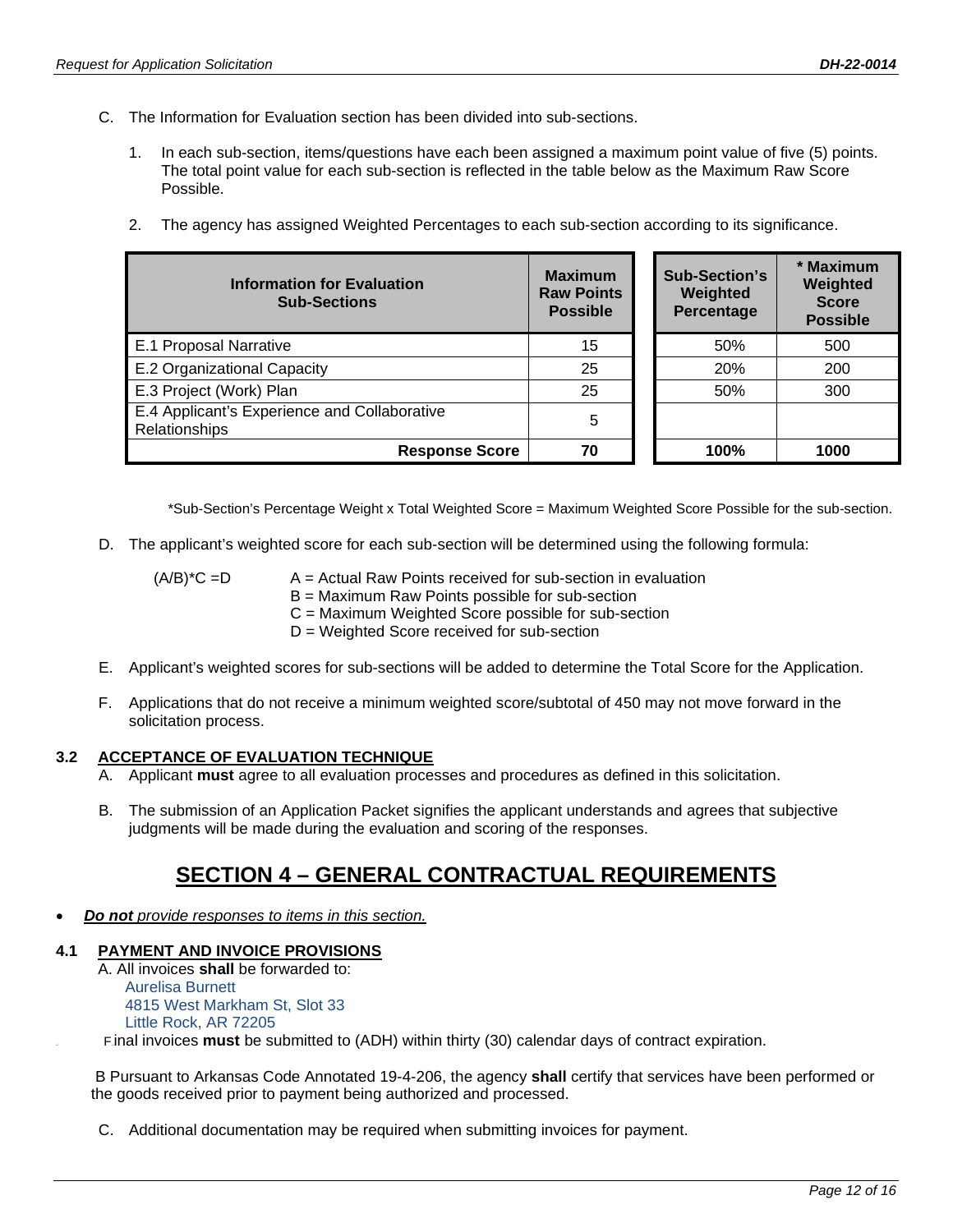C. The Information for Evaluation section has been divided into sub-sections.

1. In each sub-section, items/questions have each been assigned a maximum point value of five (5) points. The total point value for each sub-section is reflected in the table below as the Maximum Raw Score Possible.
2. The agency has assigned Weighted Percentages to each sub-section according to its significance.

| Information for Evaluation Sub-Sections | Maximum Raw Points Possible | Sub-Section's Weighted Percentage | * Maximum Weighted Score Possible |
|---|---|---|---|
| E.1 Proposal Narrative | 15 | 50% | 500 |
| E.2 Organizational Capacity | 25 | 20% | 200 |
| E.3 Project (Work) Plan | 25 | 50% | 300 |
| E.4 Applicant's Experience and Collaborative Relationships | 5 | | |
| **Response Score** | **70** | **100%** | **1000** |

*Sub-Section's Percentage Weight x Total Weighted Score = Maximum Weighted Score Possible for the sub-section.

D. The applicant's weighted score for each sub-section will be determined using the following formula:

(A/B)*C =D  
A = Actual Raw Points received for sub-section in evaluation  
B = Maximum Raw Points possible for sub-section  
C = Maximum Weighted Score possible for sub-section  
D = Weighted Score received for sub-section

E. Applicant's weighted scores for sub-sections will be added to determine the Total Score for the Application.

F. Applications that do not receive a minimum weighted score/subtotal of 450 may not move forward in the solicitation process.

### 3.2 ACCEPTANCE OF EVALUATION TECHNIQUE

A. Applicant **must** agree to all evaluation processes and procedures as defined in this solicitation.

B. The submission of an Application Packet signifies the applicant understands and agrees that subjective judgments will be made during the evaluation and scoring of the responses.

## SECTION 4 – GENERAL CONTRACTUAL REQUIREMENTS

- ***Do not** provide responses to items in this section.*

### 4.1 PAYMENT AND INVOICE PROVISIONS

A. All invoices **shall** be forwarded to:  
Aurelisa Burnett  
4815 West Markham St, Slot 33  
Little Rock, AR 72205

Final invoices **must** be submitted to (ADH) within thirty (30) calendar days of contract expiration.

B Pursuant to Arkansas Code Annotated 19-4-206, the agency **shall** certify that services have been performed or the goods received prior to payment being authorized and processed.

C. Additional documentation may be required when submitting invoices for payment.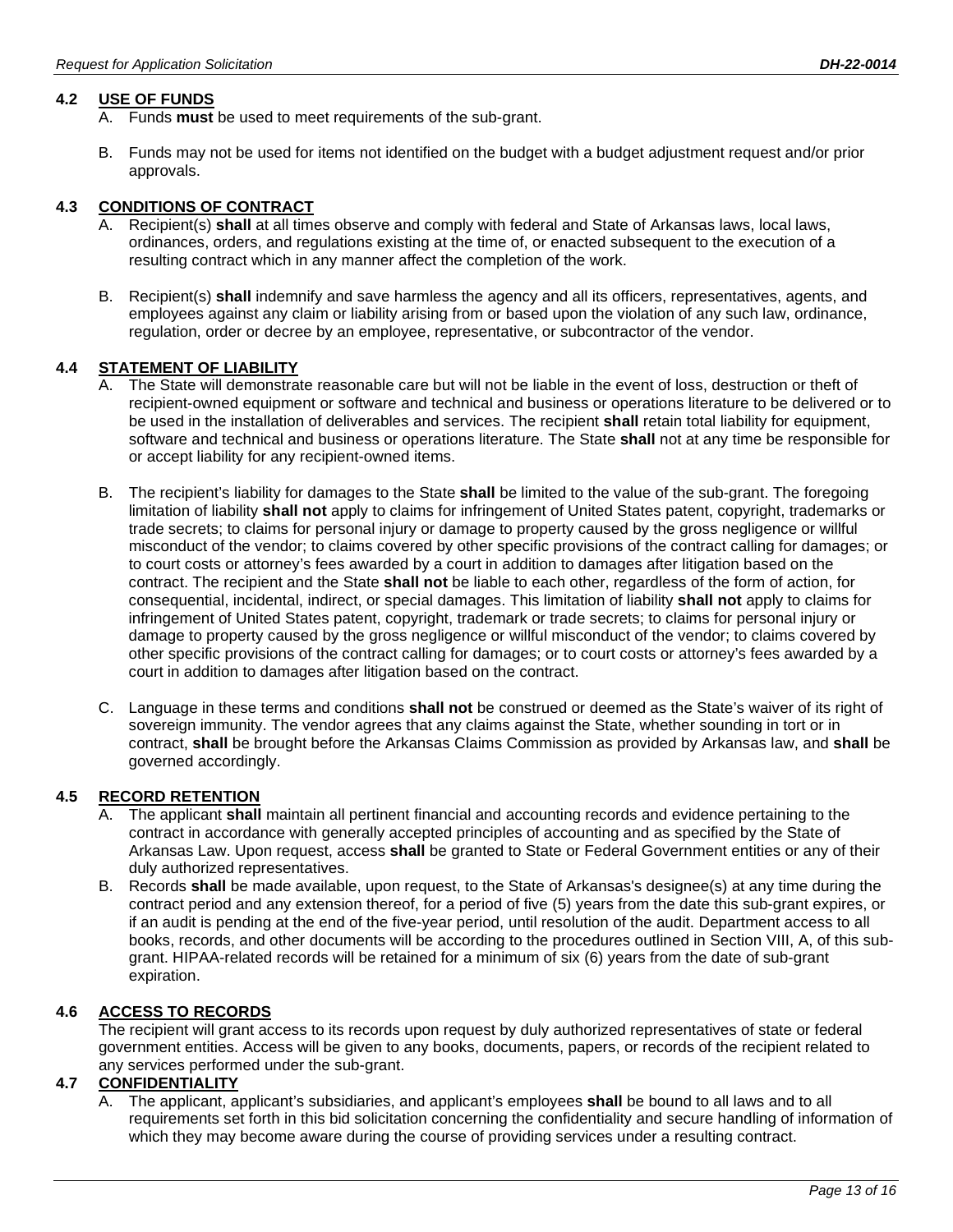## 4.2 USE OF FUNDS

A. Funds **must** be used to meet requirements of the sub-grant.

B. Funds may not be used for items not identified on the budget with a budget adjustment request and/or prior approvals.

## 4.3 CONDITIONS OF CONTRACT

A. Recipient(s) **shall** at all times observe and comply with federal and State of Arkansas laws, local laws, ordinances, orders, and regulations existing at the time of, or enacted subsequent to the execution of a resulting contract which in any manner affect the completion of the work.

B. Recipient(s) **shall** indemnify and save harmless the agency and all its officers, representatives, agents, and employees against any claim or liability arising from or based upon the violation of any such law, ordinance, regulation, order or decree by an employee, representative, or subcontractor of the vendor.

## 4.4 STATEMENT OF LIABILITY

A. The State will demonstrate reasonable care but will not be liable in the event of loss, destruction or theft of recipient-owned equipment or software and technical and business or operations literature to be delivered or to be used in the installation of deliverables and services. The recipient **shall** retain total liability for equipment, software and technical and business or operations literature. The State **shall** not at any time be responsible for or accept liability for any recipient-owned items.

B. The recipient's liability for damages to the State **shall** be limited to the value of the sub-grant. The foregoing limitation of liability **shall not** apply to claims for infringement of United States patent, copyright, trademarks or trade secrets; to claims for personal injury or damage to property caused by the gross negligence or willful misconduct of the vendor; to claims covered by other specific provisions of the contract calling for damages; or to court costs or attorney's fees awarded by a court in addition to damages after litigation based on the contract. The recipient and the State **shall not** be liable to each other, regardless of the form of action, for consequential, incidental, indirect, or special damages. This limitation of liability **shall not** apply to claims for infringement of United States patent, copyright, trademark or trade secrets; to claims for personal injury or damage to property caused by the gross negligence or willful misconduct of the vendor; to claims covered by other specific provisions of the contract calling for damages; or to court costs or attorney's fees awarded by a court in addition to damages after litigation based on the contract.

C. Language in these terms and conditions **shall not** be construed or deemed as the State's waiver of its right of sovereign immunity. The vendor agrees that any claims against the State, whether sounding in tort or in contract, **shall** be brought before the Arkansas Claims Commission as provided by Arkansas law, and **shall** be governed accordingly.

## 4.5 RECORD RETENTION

A. The applicant **shall** maintain all pertinent financial and accounting records and evidence pertaining to the contract in accordance with generally accepted principles of accounting and as specified by the State of Arkansas Law. Upon request, access **shall** be granted to State or Federal Government entities or any of their duly authorized representatives.

B. Records **shall** be made available, upon request, to the State of Arkansas's designee(s) at any time during the contract period and any extension thereof, for a period of five (5) years from the date this sub-grant expires, or if an audit is pending at the end of the five-year period, until resolution of the audit. Department access to all books, records, and other documents will be according to the procedures outlined in Section VIII, A, of this sub-grant. HIPAA-related records will be retained for a minimum of six (6) years from the date of sub-grant expiration.

## 4.6 ACCESS TO RECORDS

The recipient will grant access to its records upon request by duly authorized representatives of state or federal government entities. Access will be given to any books, documents, papers, or records of the recipient related to any services performed under the sub-grant.

## 4.7 CONFIDENTIALITY

A. The applicant, applicant's subsidiaries, and applicant's employees **shall** be bound to all laws and to all requirements set forth in this bid solicitation concerning the confidentiality and secure handling of information of which they may become aware during the course of providing services under a resulting contract.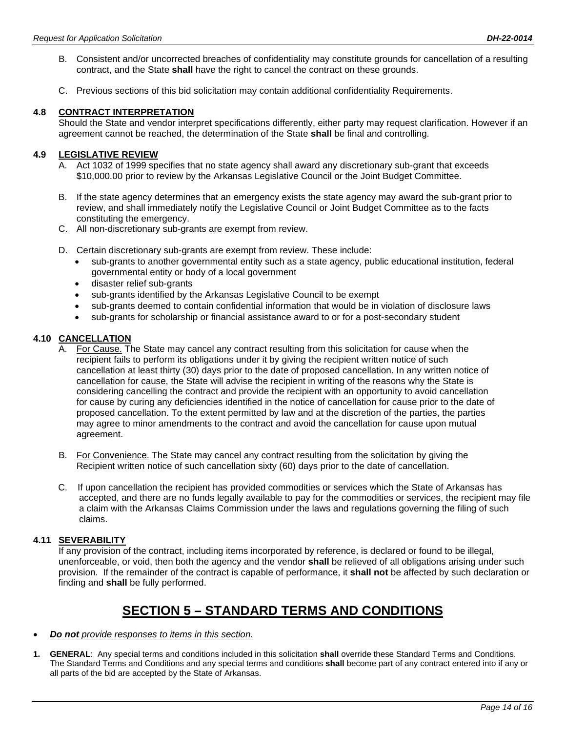B. Consistent and/or uncorrected breaches of confidentiality may constitute grounds for cancellation of a resulting contract, and the State **shall** have the right to cancel the contract on these grounds.

C. Previous sections of this bid solicitation may contain additional confidentiality Requirements.

### 4.8 CONTRACT INTERPRETATION

Should the State and vendor interpret specifications differently, either party may request clarification. However if an agreement cannot be reached, the determination of the State **shall** be final and controlling.

### 4.9 LEGISLATIVE REVIEW

A. Act 1032 of 1999 specifies that no state agency shall award any discretionary sub-grant that exceeds $10,000.00 prior to review by the Arkansas Legislative Council or the Joint Budget Committee.

B. If the state agency determines that an emergency exists the state agency may award the sub-grant prior to review, and shall immediately notify the Legislative Council or Joint Budget Committee as to the facts constituting the emergency.

C. All non-discretionary sub-grants are exempt from review.

D. Certain discretionary sub-grants are exempt from review. These include:
- sub-grants to another governmental entity such as a state agency, public educational institution, federal governmental entity or body of a local government
- disaster relief sub-grants
- sub-grants identified by the Arkansas Legislative Council to be exempt
- sub-grants deemed to contain confidential information that would be in violation of disclosure laws
- sub-grants for scholarship or financial assistance award to or for a post-secondary student

### 4.10 CANCELLATION

A. For Cause. The State may cancel any contract resulting from this solicitation for cause when the recipient fails to perform its obligations under it by giving the recipient written notice of such cancellation at least thirty (30) days prior to the date of proposed cancellation. In any written notice of cancellation for cause, the State will advise the recipient in writing of the reasons why the State is considering cancelling the contract and provide the recipient with an opportunity to avoid cancellation for cause by curing any deficiencies identified in the notice of cancellation for cause prior to the date of proposed cancellation. To the extent permitted by law and at the discretion of the parties, the parties may agree to minor amendments to the contract and avoid the cancellation for cause upon mutual agreement.

B. For Convenience. The State may cancel any contract resulting from the solicitation by giving the Recipient written notice of such cancellation sixty (60) days prior to the date of cancellation.

C. If upon cancellation the recipient has provided commodities or services which the State of Arkansas has accepted, and there are no funds legally available to pay for the commodities or services, the recipient may file a claim with the Arkansas Claims Commission under the laws and regulations governing the filing of such claims.

### 4.11 SEVERABILITY

If any provision of the contract, including items incorporated by reference, is declared or found to be illegal, unenforceable, or void, then both the agency and the vendor **shall** be relieved of all obligations arising under such provision. If the remainder of the contract is capable of performance, it **shall not** be affected by such declaration or finding and **shall** be fully performed.

# SECTION 5 – STANDARD TERMS AND CONDITIONS

- ***Do not** provide responses to items in this section.*

1. **GENERAL**: Any special terms and conditions included in this solicitation **shall** override these Standard Terms and Conditions. The Standard Terms and Conditions and any special terms and conditions **shall** become part of any contract entered into if any or all parts of the bid are accepted by the State of Arkansas.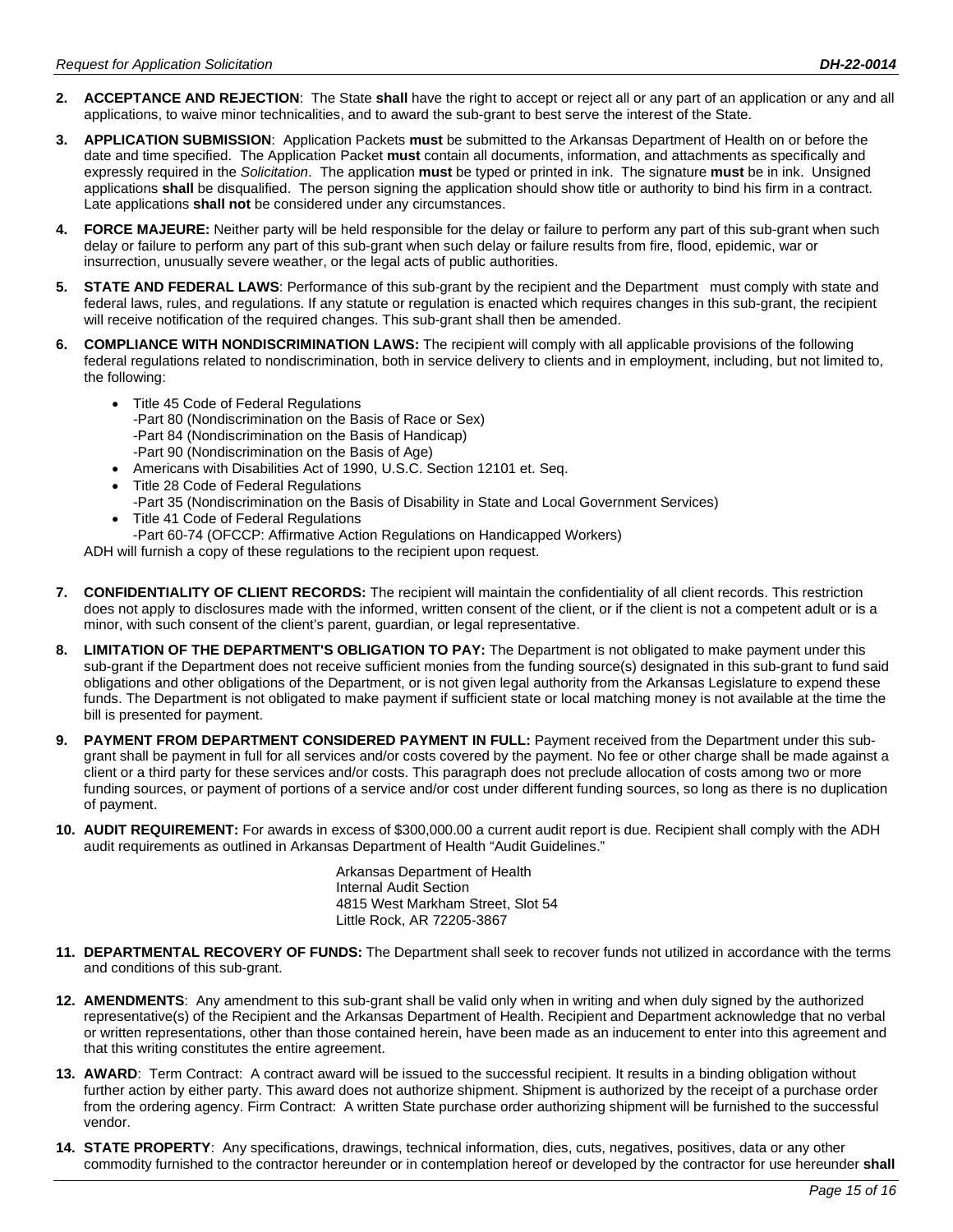2. **ACCEPTANCE AND REJECTION**: The State **shall** have the right to accept or reject all or any part of an application or any and all applications, to waive minor technicalities, and to award the sub-grant to best serve the interest of the State.

3. **APPLICATION SUBMISSION**: Application Packets **must** be submitted to the Arkansas Department of Health on or before the date and time specified. The Application Packet **must** contain all documents, information, and attachments as specifically and expressly required in the *Solicitation*. The application **must** be typed or printed in ink. The signature **must** be in ink. Unsigned applications **shall** be disqualified. The person signing the application should show title or authority to bind his firm in a contract. Late applications **shall not** be considered under any circumstances.

4. **FORCE MAJEURE:** Neither party will be held responsible for the delay or failure to perform any part of this sub-grant when such delay or failure to perform any part of this sub-grant when such delay or failure results from fire, flood, epidemic, war or insurrection, unusually severe weather, or the legal acts of public authorities.

5. **STATE AND FEDERAL LAWS**: Performance of this sub-grant by the recipient and the Department must comply with state and federal laws, rules, and regulations. If any statute or regulation is enacted which requires changes in this sub-grant, the recipient will receive notification of the required changes. This sub-grant shall then be amended.

6. **COMPLIANCE WITH NONDISCRIMINATION LAWS:** The recipient will comply with all applicable provisions of the following federal regulations related to nondiscrimination, both in service delivery to clients and in employment, including, but not limited to, the following:

   - Title 45 Code of Federal Regulations
     -Part 80 (Nondiscrimination on the Basis of Race or Sex)
     -Part 84 (Nondiscrimination on the Basis of Handicap)
     -Part 90 (Nondiscrimination on the Basis of Age)
   - Americans with Disabilities Act of 1990, U.S.C. Section 12101 et. Seq.
   - Title 28 Code of Federal Regulations
     -Part 35 (Nondiscrimination on the Basis of Disability in State and Local Government Services)
   - Title 41 Code of Federal Regulations
     -Part 60-74 (OFCCP: Affirmative Action Regulations on Handicapped Workers)

   ADH will furnish a copy of these regulations to the recipient upon request.

7. **CONFIDENTIALITY OF CLIENT RECORDS:** The recipient will maintain the confidentiality of all client records. This restriction does not apply to disclosures made with the informed, written consent of the client, or if the client is not a competent adult or is a minor, with such consent of the client's parent, guardian, or legal representative.

8. **LIMITATION OF THE DEPARTMENT'S OBLIGATION TO PAY:** The Department is not obligated to make payment under this sub-grant if the Department does not receive sufficient monies from the funding source(s) designated in this sub-grant to fund said obligations and other obligations of the Department, or is not given legal authority from the Arkansas Legislature to expend these funds. The Department is not obligated to make payment if sufficient state or local matching money is not available at the time the bill is presented for payment.

9. **PAYMENT FROM DEPARTMENT CONSIDERED PAYMENT IN FULL:** Payment received from the Department under this sub-grant shall be payment in full for all services and/or costs covered by the payment. No fee or other charge shall be made against a client or a third party for these services and/or costs. This paragraph does not preclude allocation of costs among two or more funding sources, or payment of portions of a service and/or cost under different funding sources, so long as there is no duplication of payment.

10. **AUDIT REQUIREMENT:** For awards in excess of $300,000.00 a current audit report is due. Recipient shall comply with the ADH audit requirements as outlined in Arkansas Department of Health "Audit Guidelines."

    Arkansas Department of Health
    Internal Audit Section
    4815 West Markham Street, Slot 54
    Little Rock, AR 72205-3867

11. **DEPARTMENTAL RECOVERY OF FUNDS:** The Department shall seek to recover funds not utilized in accordance with the terms and conditions of this sub-grant.

12. **AMENDMENTS**: Any amendment to this sub-grant shall be valid only when in writing and when duly signed by the authorized representative(s) of the Recipient and the Arkansas Department of Health. Recipient and Department acknowledge that no verbal or written representations, other than those contained herein, have been made as an inducement to enter into this agreement and that this writing constitutes the entire agreement.

13. **AWARD**: Term Contract: A contract award will be issued to the successful recipient. It results in a binding obligation without further action by either party. This award does not authorize shipment. Shipment is authorized by the receipt of a purchase order from the ordering agency. Firm Contract: A written State purchase order authorizing shipment will be furnished to the successful vendor.

14. **STATE PROPERTY**: Any specifications, drawings, technical information, dies, cuts, negatives, positives, data or any other commodity furnished to the contractor hereunder or in contemplation hereof or developed by the contractor for use hereunder **shall**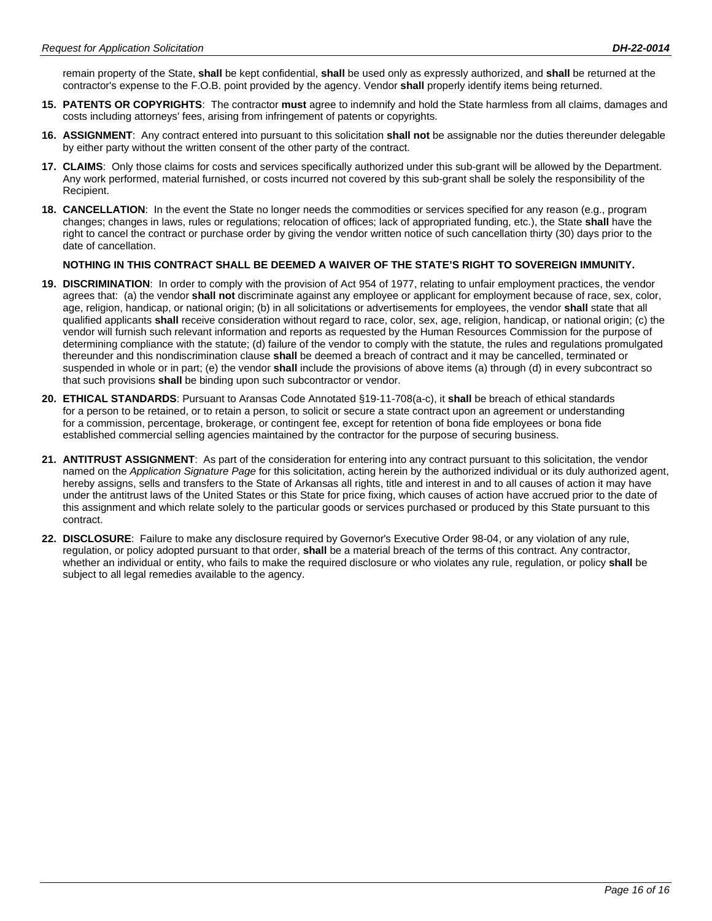remain property of the State, **shall** be kept confidential, **shall** be used only as expressly authorized, and **shall** be returned at the contractor's expense to the F.O.B. point provided by the agency. Vendor **shall** properly identify items being returned.

15. **PATENTS OR COPYRIGHTS**: The contractor **must** agree to indemnify and hold the State harmless from all claims, damages and costs including attorneys' fees, arising from infringement of patents or copyrights.

16. **ASSIGNMENT**: Any contract entered into pursuant to this solicitation **shall not** be assignable nor the duties thereunder delegable by either party without the written consent of the other party of the contract.

17. **CLAIMS**: Only those claims for costs and services specifically authorized under this sub-grant will be allowed by the Department. Any work performed, material furnished, or costs incurred not covered by this sub-grant shall be solely the responsibility of the Recipient.

18. **CANCELLATION**: In the event the State no longer needs the commodities or services specified for any reason (e.g., program changes; changes in laws, rules or regulations; relocation of offices; lack of appropriated funding, etc.), the State **shall** have the right to cancel the contract or purchase order by giving the vendor written notice of such cancellation thirty (30) days prior to the date of cancellation.

    **NOTHING IN THIS CONTRACT SHALL BE DEEMED A WAIVER OF THE STATE'S RIGHT TO SOVEREIGN IMMUNITY.**

19. **DISCRIMINATION**: In order to comply with the provision of Act 954 of 1977, relating to unfair employment practices, the vendor agrees that: (a) the vendor **shall not** discriminate against any employee or applicant for employment because of race, sex, color, age, religion, handicap, or national origin; (b) in all solicitations or advertisements for employees, the vendor **shall** state that all qualified applicants **shall** receive consideration without regard to race, color, sex, age, religion, handicap, or national origin; (c) the vendor will furnish such relevant information and reports as requested by the Human Resources Commission for the purpose of determining compliance with the statute; (d) failure of the vendor to comply with the statute, the rules and regulations promulgated thereunder and this nondiscrimination clause **shall** be deemed a breach of contract and it may be cancelled, terminated or suspended in whole or in part; (e) the vendor **shall** include the provisions of above items (a) through (d) in every subcontract so that such provisions **shall** be binding upon such subcontractor or vendor.

20. **ETHICAL STANDARDS**: Pursuant to Aransas Code Annotated §19-11-708(a-c), it **shall** be breach of ethical standards for a person to be retained, or to retain a person, to solicit or secure a state contract upon an agreement or understanding for a commission, percentage, brokerage, or contingent fee, except for retention of bona fide employees or bona fide established commercial selling agencies maintained by the contractor for the purpose of securing business.

21. **ANTITRUST ASSIGNMENT**: As part of the consideration for entering into any contract pursuant to this solicitation, the vendor named on the *Application Signature Page* for this solicitation, acting herein by the authorized individual or its duly authorized agent, hereby assigns, sells and transfers to the State of Arkansas all rights, title and interest in and to all causes of action it may have under the antitrust laws of the United States or this State for price fixing, which causes of action have accrued prior to the date of this assignment and which relate solely to the particular goods or services purchased or produced by this State pursuant to this contract.

22. **DISCLOSURE**: Failure to make any disclosure required by Governor's Executive Order 98-04, or any violation of any rule, regulation, or policy adopted pursuant to that order, **shall** be a material breach of the terms of this contract. Any contractor, whether an individual or entity, who fails to make the required disclosure or who violates any rule, regulation, or policy **shall** be subject to all legal remedies available to the agency.